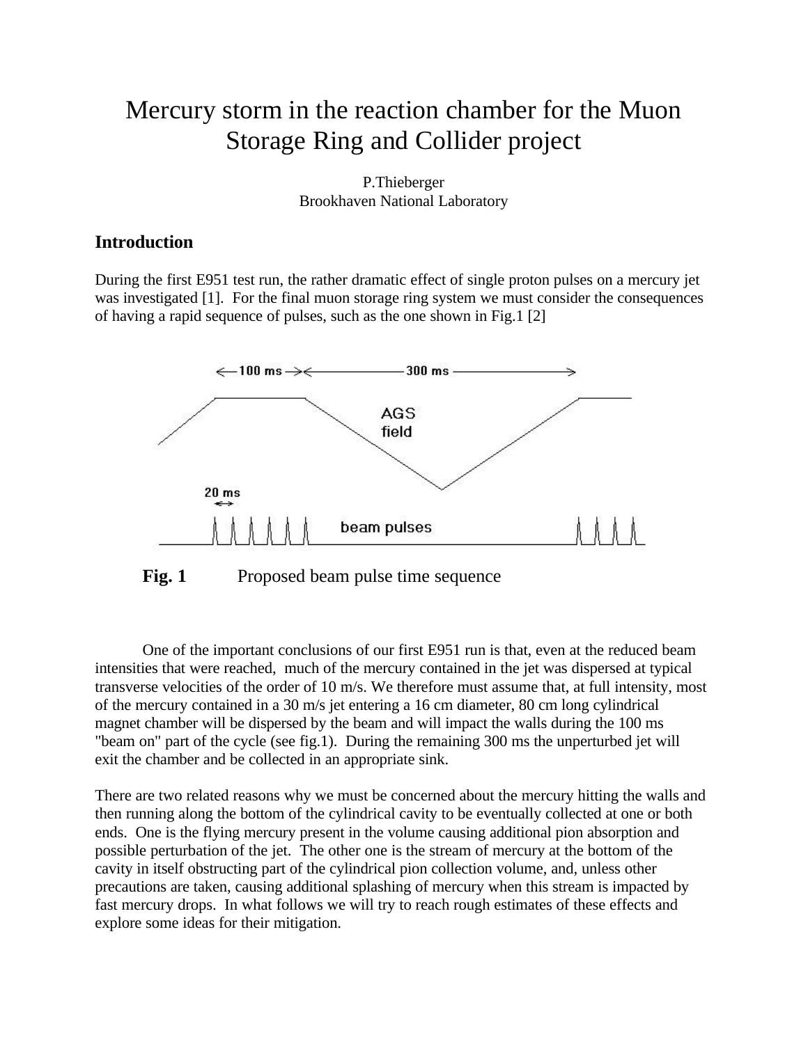# Mercury storm in the reaction chamber for the Muon Storage Ring and Collider project

P.Thieberger
Brookhaven National Laboratory

## Introduction

During the first E951 test run, the rather dramatic effect of single proton pulses on a mercury jet was investigated [1]. For the final muon storage ring system we must consider the consequences of having a rapid sequence of pulses, such as the one shown in Fig.1 [2]

**Fig. 1** Proposed beam pulse time sequence

One of the important conclusions of our first E951 run is that, even at the reduced beam intensities that were reached, much of the mercury contained in the jet was dispersed at typical transverse velocities of the order of 10 m/s. We therefore must assume that, at full intensity, most of the mercury contained in a 30 m/s jet entering a 16 cm diameter, 80 cm long cylindrical magnet chamber will be dispersed by the beam and will impact the walls during the 100 ms "beam on" part of the cycle (see fig.1). During the remaining 300 ms the unperturbed jet will exit the chamber and be collected in an appropriate sink.

There are two related reasons why we must be concerned about the mercury hitting the walls and then running along the bottom of the cylindrical cavity to be eventually collected at one or both ends. One is the flying mercury present in the volume causing additional pion absorption and possible perturbation of the jet. The other one is the stream of mercury at the bottom of the cavity in itself obstructing part of the cylindrical pion collection volume, and, unless other precautions are taken, causing additional splashing of mercury when this stream is impacted by fast mercury drops. In what follows we will try to reach rough estimates of these effects and explore some ideas for their mitigation.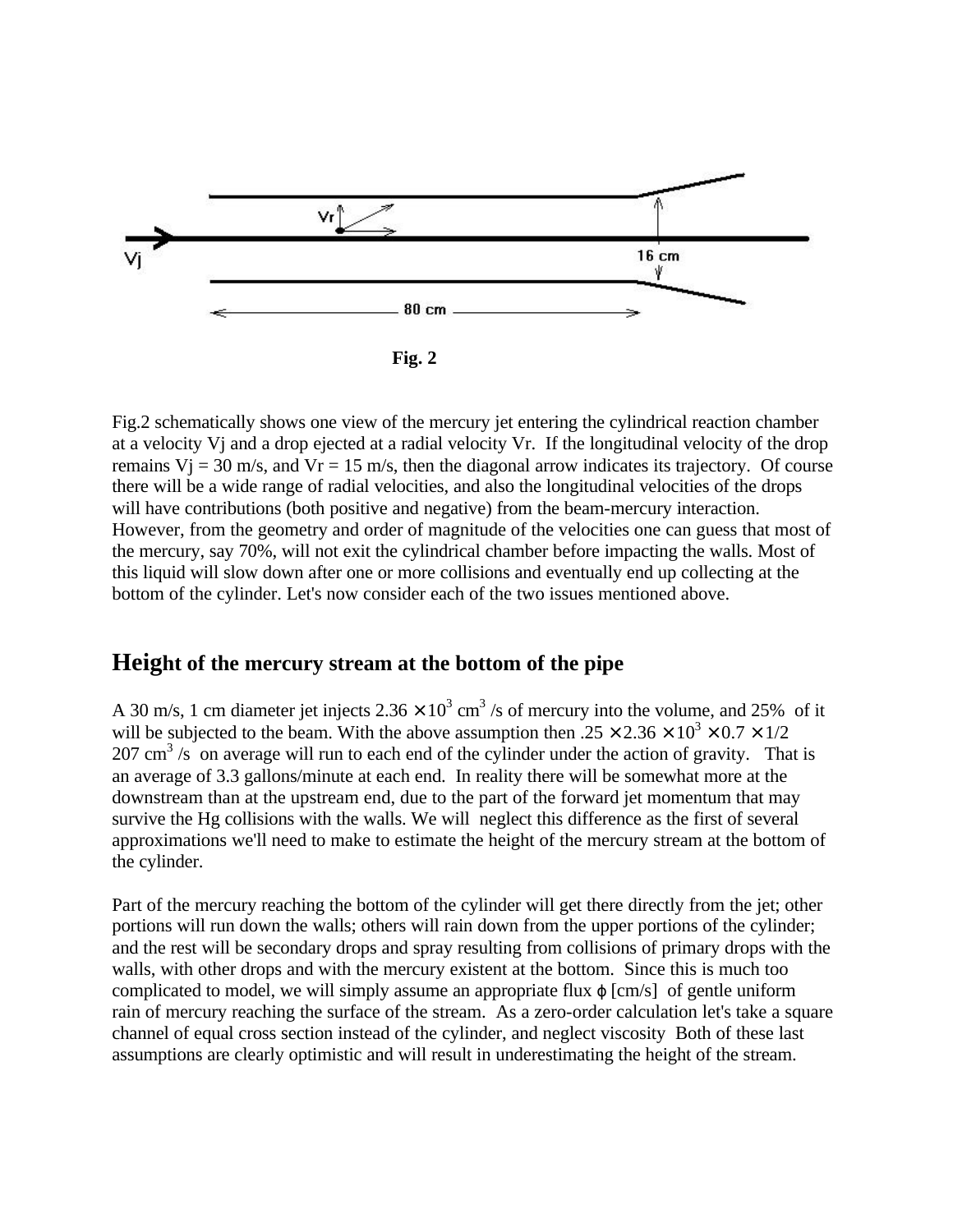**Fig. 2**

Fig.2 schematically shows one view of the mercury jet entering the cylindrical reaction chamber at a velocity Vj and a drop ejected at a radial velocity Vr. If the longitudinal velocity of the drop remains Vj = 30 m/s, and Vr = 15 m/s, then the diagonal arrow indicates its trajectory. Of course there will be a wide range of radial velocities, and also the longitudinal velocities of the drops will have contributions (both positive and negative) from the beam-mercury interaction. However, from the geometry and order of magnitude of the velocities one can guess that most of the mercury, say 70%, will not exit the cylindrical chamber before impacting the walls. Most of this liquid will slow down after one or more collisions and eventually end up collecting at the bottom of the cylinder. Let's now consider each of the two issues mentioned above.

## Height of the mercury stream at the bottom of the pipe

A 30 m/s, 1 cm diameter jet injects $2.36 \times 10^3$ cm$^3$ /s of mercury into the volume, and 25% of it will be subjected to the beam. With the above assumption then $.25 \times 2.36 \times 10^3 \times 0.7 \times 1/2$ 207 cm$^3$ /s on average will run to each end of the cylinder under the action of gravity. That is an average of 3.3 gallons/minute at each end. In reality there will be somewhat more at the downstream than at the upstream end, due to the part of the forward jet momentum that may survive the Hg collisions with the walls. We will neglect this difference as the first of several approximations we'll need to make to estimate the height of the mercury stream at the bottom of the cylinder.

Part of the mercury reaching the bottom of the cylinder will get there directly from the jet; other portions will run down the walls; others will rain down from the upper portions of the cylinder; and the rest will be secondary drops and spray resulting from collisions of primary drops with the walls, with other drops and with the mercury existent at the bottom. Since this is much too complicated to model, we will simply assume an appropriate flux $\varphi$ [cm/s] of gentle uniform rain of mercury reaching the surface of the stream. As a zero-order calculation let's take a square channel of equal cross section instead of the cylinder, and neglect viscosity Both of these last assumptions are clearly optimistic and will result in underestimating the height of the stream.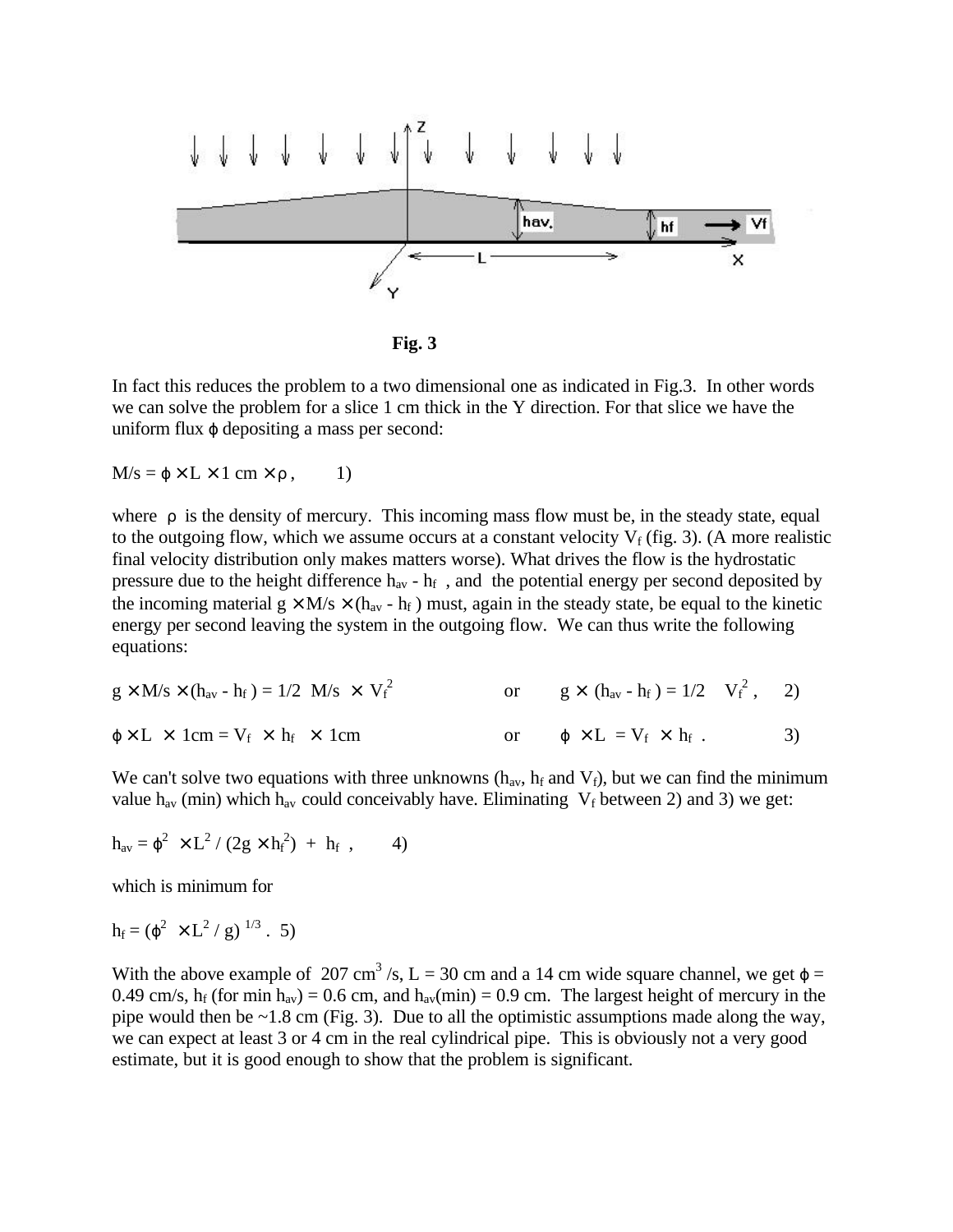**Fig. 3**

In fact this reduces the problem to a two dimensional one as indicated in Fig.3. In other words we can solve the problem for a slice 1 cm thick in the Y direction. For that slice we have the uniform flux $\varphi$ depositing a mass per second:

$$M/s = \varphi \times L \times 1\ \text{cm} \times \rho , \qquad 1)$$

where $\rho$ is the density of mercury. This incoming mass flow must be, in the steady state, equal to the outgoing flow, which we assume occurs at a constant velocity $V_f$ (fig. 3). (A more realistic final velocity distribution only makes matters worse). What drives the flow is the hydrostatic pressure due to the height difference $h_{av} - h_f$, and the potential energy per second deposited by the incoming material $g \times M/s \times (h_{av} - h_f)$ must, again in the steady state, be equal to the kinetic energy per second leaving the system in the outgoing flow. We can thus write the following equations:

$$g \times M/s \times (h_{av} - h_f) = 1/2\ M/s \times V_f^2 \qquad \text{or} \qquad g \times (h_{av} - h_f) = 1/2\ V_f^2 , \qquad 2)$$

$$\varphi \times L \times 1\text{cm} = V_f \times h_f \times 1\text{cm} \qquad \text{or} \qquad \varphi \times L = V_f \times h_f . \qquad 3)$$

We can't solve two equations with three unknowns ($h_{av}$, $h_f$ and $V_f$), but we can find the minimum value $h_{av}$ (min) which $h_{av}$ could conceivably have. Eliminating $V_f$ between 2) and 3) we get:

$$h_{av} = \varphi^2 \times L^2 / (2g \times h_f^2) + h_f , \qquad 4)$$

which is minimum for

$$h_f = (\varphi^2 \times L^2 / g)^{1/3} . \quad 5)$$

With the above example of 207 $cm^3$/s, L = 30 cm and a 14 cm wide square channel, we get $\varphi$ = 0.49 cm/s, $h_f$ (for min $h_{av}$) = 0.6 cm, and $h_{av}$(min) = 0.9 cm. The largest height of mercury in the pipe would then be ~1.8 cm (Fig. 3). Due to all the optimistic assumptions made along the way, we can expect at least 3 or 4 cm in the real cylindrical pipe. This is obviously not a very good estimate, but it is good enough to show that the problem is significant.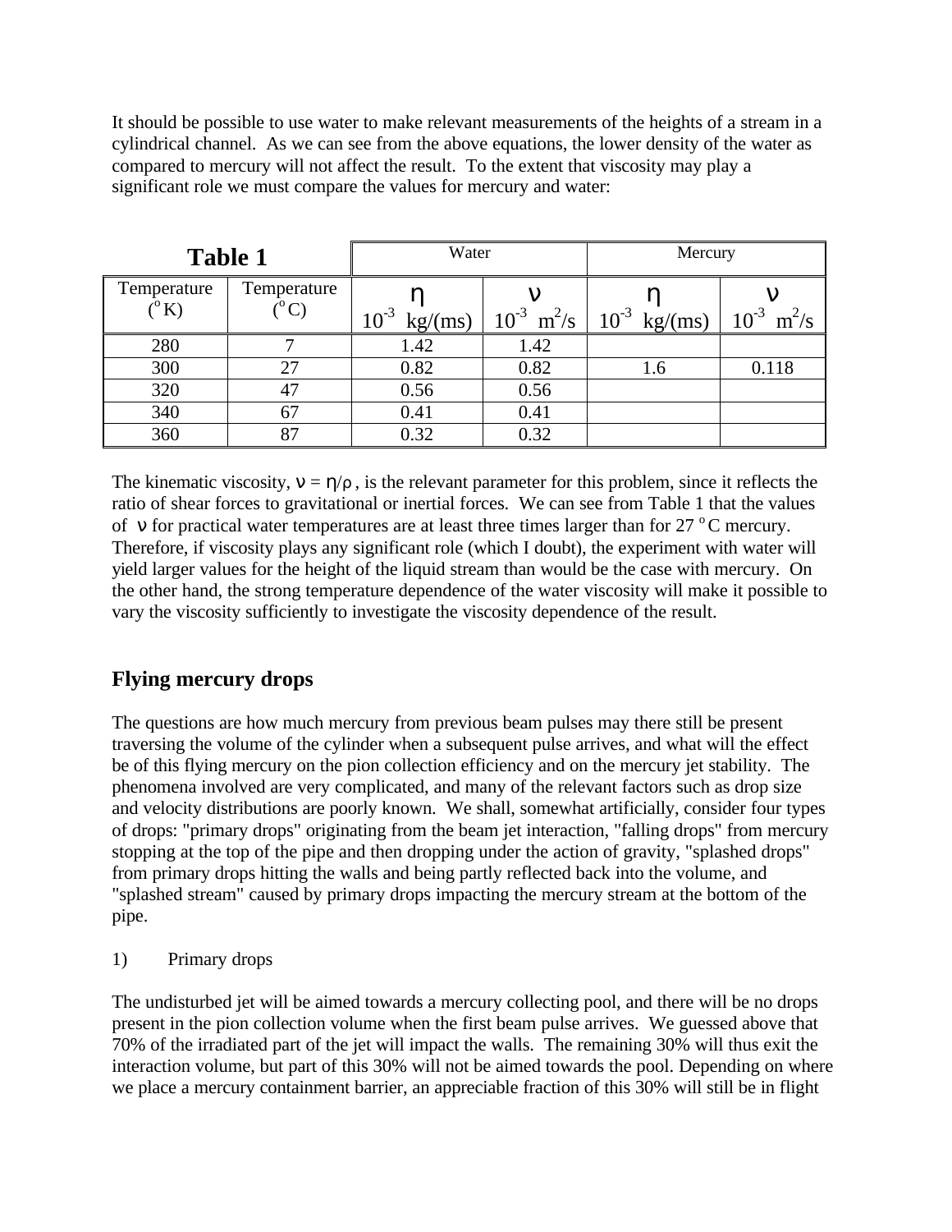It should be possible to use water to make relevant measurements of the heights of a stream in a cylindrical channel. As we can see from the above equations, the lower density of the water as compared to mercury will not affect the result. To the extent that viscosity may play a significant role we must compare the values for mercury and water:

| **Table 1** | | Water | | Mercury | |
|---|---|---|---|---|---|
| Temperature ($^o$K) | Temperature ($^o$C) | $\eta$ $10^{-3}$ kg/(ms) | $\nu$ $10^{-3}$ $m^2/s$ | $\eta$ $10^{-3}$ kg/(ms) | $\nu$ $10^{-3}$ $m^2/s$ |
| 280 | 7 | 1.42 | 1.42 | | |
| 300 | 27 | 0.82 | 0.82 | 1.6 | 0.118 |
| 320 | 47 | 0.56 | 0.56 | | |
| 340 | 67 | 0.41 | 0.41 | | |
| 360 | 87 | 0.32 | 0.32 | | |

The kinematic viscosity, $\nu = \eta/\rho$, is the relevant parameter for this problem, since it reflects the ratio of shear forces to gravitational or inertial forces. We can see from Table 1 that the values of $\nu$ for practical water temperatures are at least three times larger than for 27 $^o$C mercury. Therefore, if viscosity plays any significant role (which I doubt), the experiment with water will yield larger values for the height of the liquid stream than would be the case with mercury. On the other hand, the strong temperature dependence of the water viscosity will make it possible to vary the viscosity sufficiently to investigate the viscosity dependence of the result.

## Flying mercury drops

The questions are how much mercury from previous beam pulses may there still be present traversing the volume of the cylinder when a subsequent pulse arrives, and what will the effect be of this flying mercury on the pion collection efficiency and on the mercury jet stability. The phenomena involved are very complicated, and many of the relevant factors such as drop size and velocity distributions are poorly known. We shall, somewhat artificially, consider four types of drops: "primary drops" originating from the beam jet interaction, "falling drops" from mercury stopping at the top of the pipe and then dropping under the action of gravity, "splashed drops" from primary drops hitting the walls and being partly reflected back into the volume, and "splashed stream" caused by primary drops impacting the mercury stream at the bottom of the pipe.

1) Primary drops

The undisturbed jet will be aimed towards a mercury collecting pool, and there will be no drops present in the pion collection volume when the first beam pulse arrives. We guessed above that 70% of the irradiated part of the jet will impact the walls. The remaining 30% will thus exit the interaction volume, but part of this 30% will not be aimed towards the pool. Depending on where we place a mercury containment barrier, an appreciable fraction of this 30% will still be in flight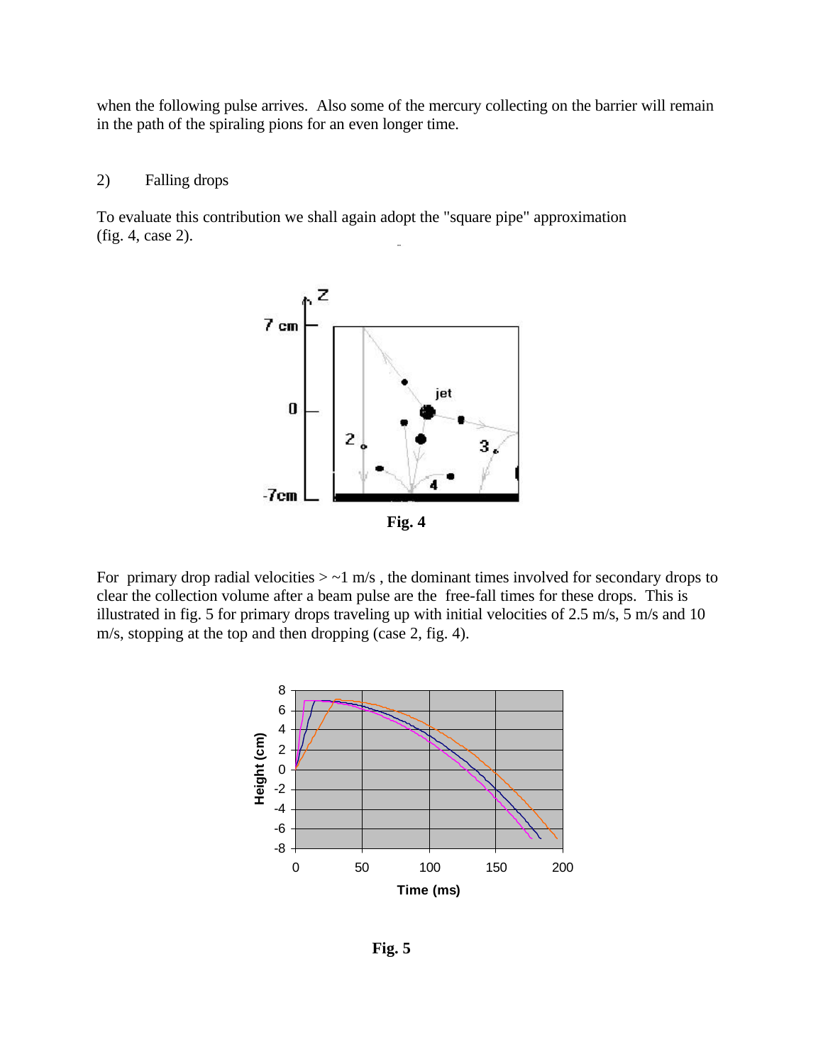when the following pulse arrives. Also some of the mercury collecting on the barrier will remain in the path of the spiraling pions for an even longer time.

2) Falling drops

To evaluate this contribution we shall again adopt the "square pipe" approximation (fig. 4, case 2).

**Fig. 4**

For primary drop radial velocities > ~1 m/s , the dominant times involved for secondary drops to clear the collection volume after a beam pulse are the free-fall times for these drops. This is illustrated in fig. 5 for primary drops traveling up with initial velocities of 2.5 m/s, 5 m/s and 10 m/s, stopping at the top and then dropping (case 2, fig. 4).

**Fig. 5**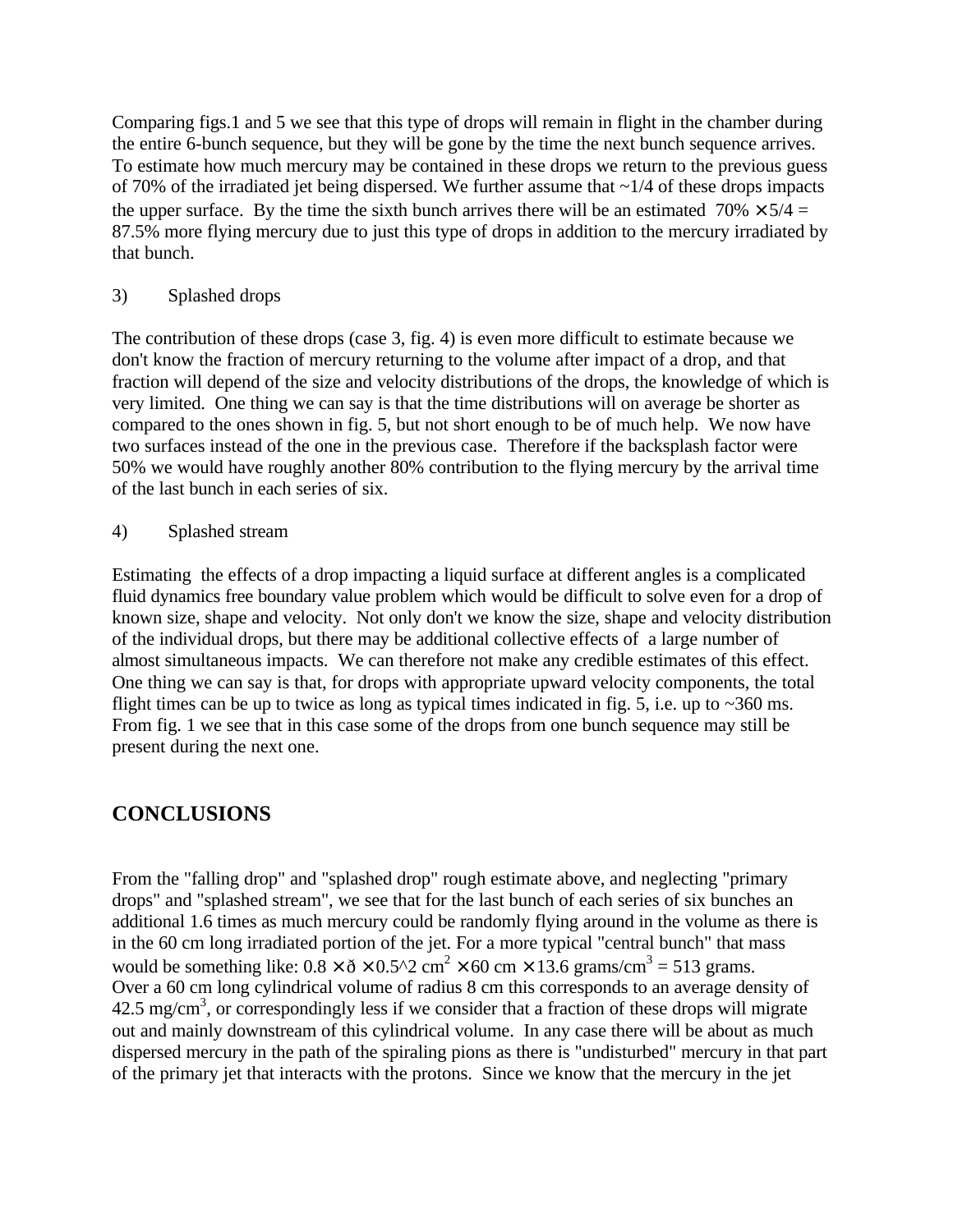Comparing figs.1 and 5 we see that this type of drops will remain in flight in the chamber during the entire 6-bunch sequence, but they will be gone by the time the next bunch sequence arrives. To estimate how much mercury may be contained in these drops we return to the previous guess of 70% of the irradiated jet being dispersed. We further assume that ~1/4 of these drops impacts the upper surface. By the time the sixth bunch arrives there will be an estimated $70\% \times 5/4 = 87.5\%$ more flying mercury due to just this type of drops in addition to the mercury irradiated by that bunch.

3) Splashed drops

The contribution of these drops (case 3, fig. 4) is even more difficult to estimate because we don't know the fraction of mercury returning to the volume after impact of a drop, and that fraction will depend of the size and velocity distributions of the drops, the knowledge of which is very limited. One thing we can say is that the time distributions will on average be shorter as compared to the ones shown in fig. 5, but not short enough to be of much help. We now have two surfaces instead of the one in the previous case. Therefore if the backsplash factor were 50% we would have roughly another 80% contribution to the flying mercury by the arrival time of the last bunch in each series of six.

4) Splashed stream

Estimating the effects of a drop impacting a liquid surface at different angles is a complicated fluid dynamics free boundary value problem which would be difficult to solve even for a drop of known size, shape and velocity. Not only don't we know the size, shape and velocity distribution of the individual drops, but there may be additional collective effects of a large number of almost simultaneous impacts. We can therefore not make any credible estimates of this effect. One thing we can say is that, for drops with appropriate upward velocity components, the total flight times can be up to twice as long as typical times indicated in fig. 5, i.e. up to ~360 ms. From fig. 1 we see that in this case some of the drops from one bunch sequence may still be present during the next one.

## CONCLUSIONS

From the "falling drop" and "splashed drop" rough estimate above, and neglecting "primary drops" and "splashed stream", we see that for the last bunch of each series of six bunches an additional 1.6 times as much mercury could be randomly flying around in the volume as there is in the 60 cm long irradiated portion of the jet. For a more typical "central bunch" that mass would be something like: $0.8 \times \pi \times 0.5^2\ \text{cm}^2 \times 60\ \text{cm} \times 13.6\ \text{grams/cm}^3 = 513$ grams. Over a 60 cm long cylindrical volume of radius 8 cm this corresponds to an average density of 42.5 mg/cm$^3$, or correspondingly less if we consider that a fraction of these drops will migrate out and mainly downstream of this cylindrical volume. In any case there will be about as much dispersed mercury in the path of the spiraling pions as there is "undisturbed" mercury in that part of the primary jet that interacts with the protons. Since we know that the mercury in the jet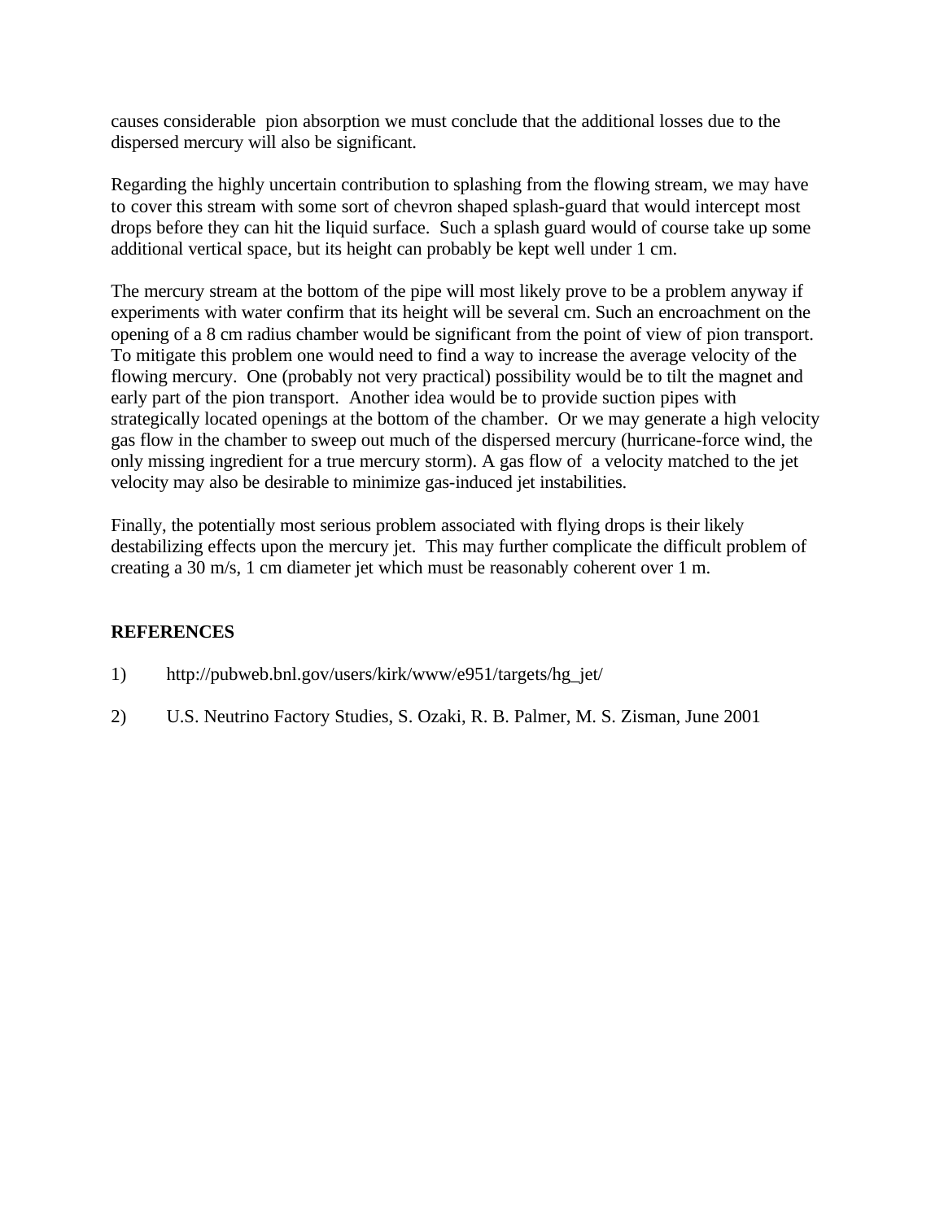causes considerable pion absorption we must conclude that the additional losses due to the dispersed mercury will also be significant.

Regarding the highly uncertain contribution to splashing from the flowing stream, we may have to cover this stream with some sort of chevron shaped splash-guard that would intercept most drops before they can hit the liquid surface. Such a splash guard would of course take up some additional vertical space, but its height can probably be kept well under 1 cm.

The mercury stream at the bottom of the pipe will most likely prove to be a problem anyway if experiments with water confirm that its height will be several cm. Such an encroachment on the opening of a 8 cm radius chamber would be significant from the point of view of pion transport. To mitigate this problem one would need to find a way to increase the average velocity of the flowing mercury. One (probably not very practical) possibility would be to tilt the magnet and early part of the pion transport. Another idea would be to provide suction pipes with strategically located openings at the bottom of the chamber. Or we may generate a high velocity gas flow in the chamber to sweep out much of the dispersed mercury (hurricane-force wind, the only missing ingredient for a true mercury storm). A gas flow of a velocity matched to the jet velocity may also be desirable to minimize gas-induced jet instabilities.

Finally, the potentially most serious problem associated with flying drops is their likely destabilizing effects upon the mercury jet. This may further complicate the difficult problem of creating a 30 m/s, 1 cm diameter jet which must be reasonably coherent over 1 m.

**REFERENCES**

1) http://pubweb.bnl.gov/users/kirk/www/e951/targets/hg_jet/

2) U.S. Neutrino Factory Studies, S. Ozaki, R. B. Palmer, M. S. Zisman, June 2001